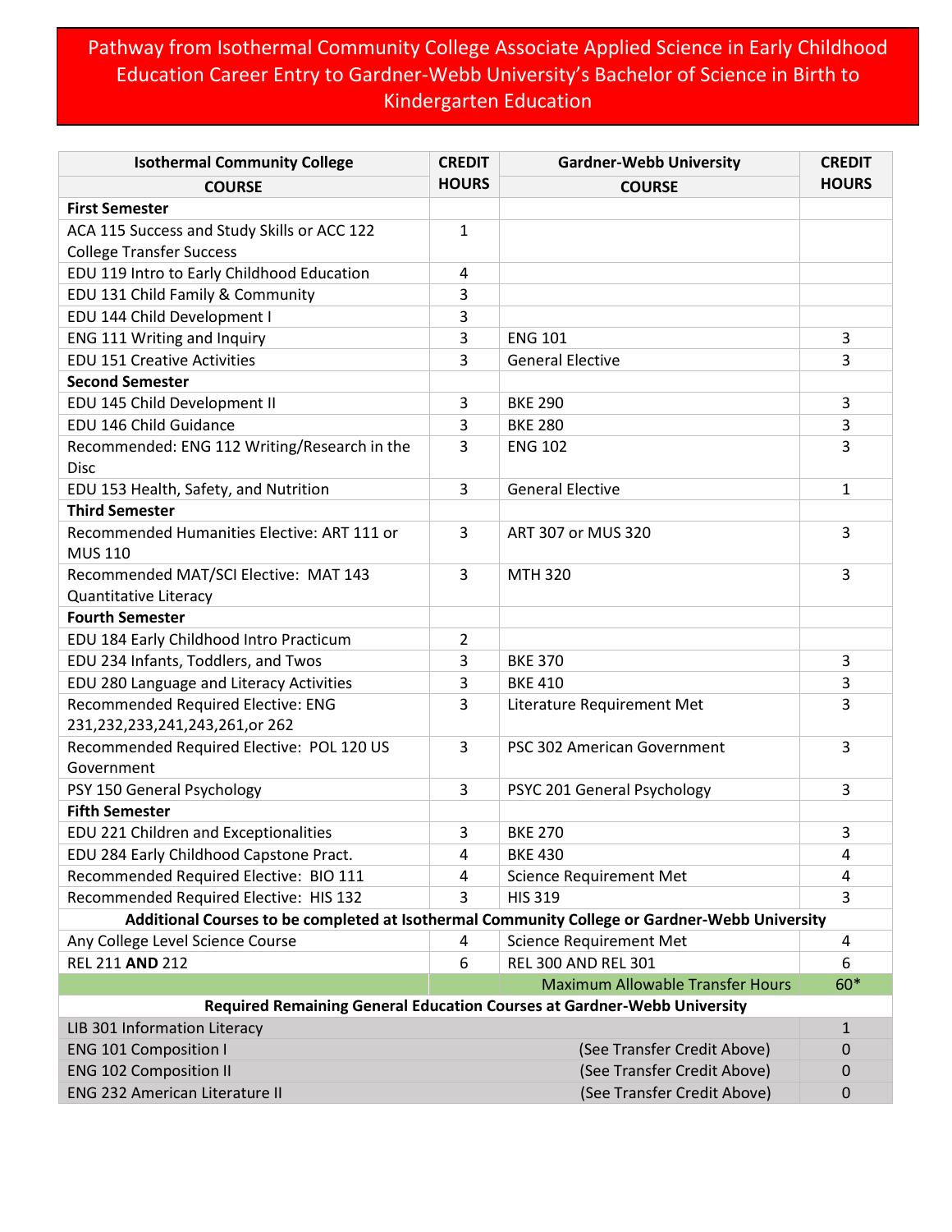# Pathway from Isothermal Community College Associate Applied Science in Early Childhood Education Career Entry to Gardner-Webb University's Bachelor of Science in Birth to Kindergarten Education

| Isothermal Community College COURSE | CREDIT HOURS | Gardner-Webb University COURSE | CREDIT HOURS |
|---|---|---|---|
| **First Semester** | | | |
| ACA 115 Success and Study Skills or ACC 122 College Transfer Success | 1 | | |
| EDU 119 Intro to Early Childhood Education | 4 | | |
| EDU 131 Child Family & Community | 3 | | |
| EDU 144 Child Development I | 3 | | |
| ENG 111 Writing and Inquiry | 3 | ENG 101 | 3 |
| EDU 151 Creative Activities | 3 | General Elective | 3 |
| **Second Semester** | | | |
| EDU 145 Child Development II | 3 | BKE 290 | 3 |
| EDU 146 Child Guidance | 3 | BKE 280 | 3 |
| Recommended: ENG 112 Writing/Research in the Disc | 3 | ENG 102 | 3 |
| EDU 153 Health, Safety, and Nutrition | 3 | General Elective | 1 |
| **Third Semester** | | | |
| Recommended Humanities Elective: ART 111 or MUS 110 | 3 | ART 307 or MUS 320 | 3 |
| Recommended MAT/SCI Elective: MAT 143 Quantitative Literacy | 3 | MTH 320 | 3 |
| **Fourth Semester** | | | |
| EDU 184 Early Childhood Intro Practicum | 2 | | |
| EDU 234 Infants, Toddlers, and Twos | 3 | BKE 370 | 3 |
| EDU 280 Language and Literacy Activities | 3 | BKE 410 | 3 |
| Recommended Required Elective: ENG 231,232,233,241,243,261,or 262 | 3 | Literature Requirement Met | 3 |
| Recommended Required Elective: POL 120 US Government | 3 | PSC 302 American Government | 3 |
| PSY 150 General Psychology | 3 | PSYC 201 General Psychology | 3 |
| **Fifth Semester** | | | |
| EDU 221 Children and Exceptionalities | 3 | BKE 270 | 3 |
| EDU 284 Early Childhood Capstone Pract. | 4 | BKE 430 | 4 |
| Recommended Required Elective: BIO 111 | 4 | Science Requirement Met | 4 |
| Recommended Required Elective: HIS 132 | 3 | HIS 319 | 3 |
| **Additional Courses to be completed at Isothermal Community College or Gardner-Webb University** | | | |
| Any College Level Science Course | 4 | Science Requirement Met | 4 |
| REL 211 **AND** 212 | 6 | REL 300 AND REL 301 | 6 |
| | | Maximum Allowable Transfer Hours | 60* |
| **Required Remaining General Education Courses at Gardner-Webb University** | | | |
| LIB 301 Information Literacy | | | 1 |
| ENG 101 Composition I | | (See Transfer Credit Above) | 0 |
| ENG 102 Composition II | | (See Transfer Credit Above) | 0 |
| ENG 232 American Literature II | | (See Transfer Credit Above) | 0 |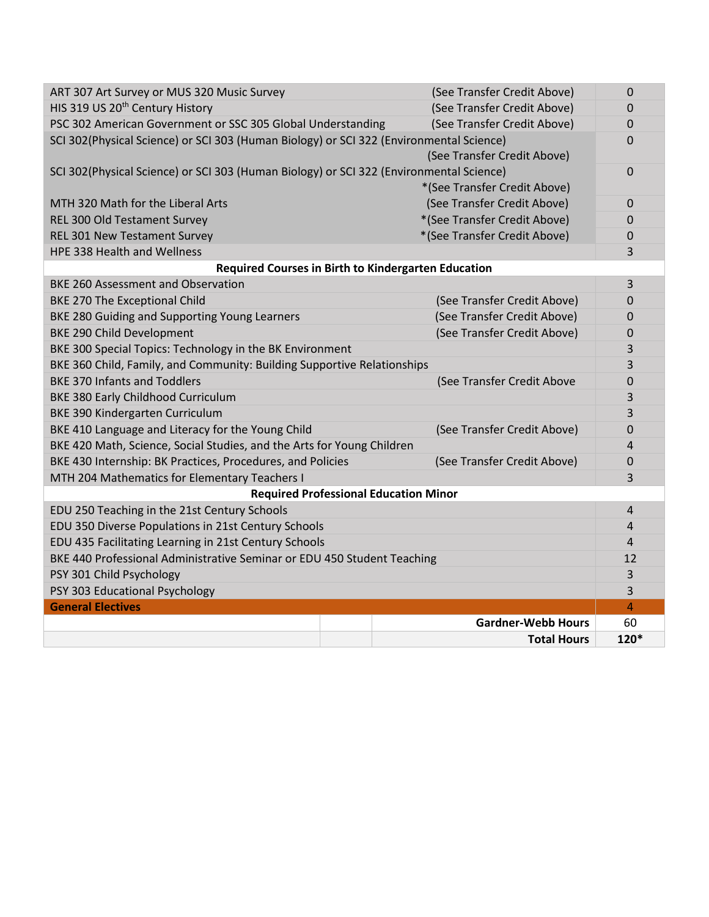| | | |
|---|---|---|
| ART 307 Art Survey or MUS 320 Music Survey | (See Transfer Credit Above) | 0 |
| HIS 319 US 20th Century History | (See Transfer Credit Above) | 0 |
| PSC 302 American Government or SSC 305 Global Understanding | (See Transfer Credit Above) | 0 |
| SCI 302(Physical Science) or SCI 303 (Human Biology) or SCI 322 (Environmental Science) | (See Transfer Credit Above) | 0 |
| SCI 302(Physical Science) or SCI 303 (Human Biology) or SCI 322 (Environmental Science) | *(See Transfer Credit Above) | 0 |
| MTH 320 Math for the Liberal Arts | (See Transfer Credit Above) | 0 |
| REL 300 Old Testament Survey | *(See Transfer Credit Above) | 0 |
| REL 301 New Testament Survey | *(See Transfer Credit Above) | 0 |
| HPE 338 Health and Wellness | | 3 |
| **Required Courses in Birth to Kindergarten Education** | | |
| BKE 260 Assessment and Observation | | 3 |
| BKE 270 The Exceptional Child | (See Transfer Credit Above) | 0 |
| BKE 280 Guiding and Supporting Young Learners | (See Transfer Credit Above) | 0 |
| BKE 290 Child Development | (See Transfer Credit Above) | 0 |
| BKE 300 Special Topics: Technology in the BK Environment | | 3 |
| BKE 360 Child, Family, and Community: Building Supportive Relationships | | 3 |
| BKE 370 Infants and Toddlers | (See Transfer Credit Above | 0 |
| BKE 380 Early Childhood Curriculum | | 3 |
| BKE 390 Kindergarten Curriculum | | 3 |
| BKE 410 Language and Literacy for the Young Child | (See Transfer Credit Above) | 0 |
| BKE 420 Math, Science, Social Studies, and the Arts for Young Children | | 4 |
| BKE 430 Internship: BK Practices, Procedures, and Policies | (See Transfer Credit Above) | 0 |
| MTH 204 Mathematics for Elementary Teachers I | | 3 |
| **Required Professional Education Minor** | | |
| EDU 250 Teaching in the 21st Century Schools | | 4 |
| EDU 350 Diverse Populations in 21st Century Schools | | 4 |
| EDU 435 Facilitating Learning in 21st Century Schools | | 4 |
| BKE 440 Professional Administrative Seminar or EDU 450 Student Teaching | | 12 |
| PSY 301 Child Psychology | | 3 |
| PSY 303 Educational Psychology | | 3 |
| **General Electives** | | 4 |
| | **Gardner-Webb Hours** | 60 |
| | **Total Hours** | **120*** |